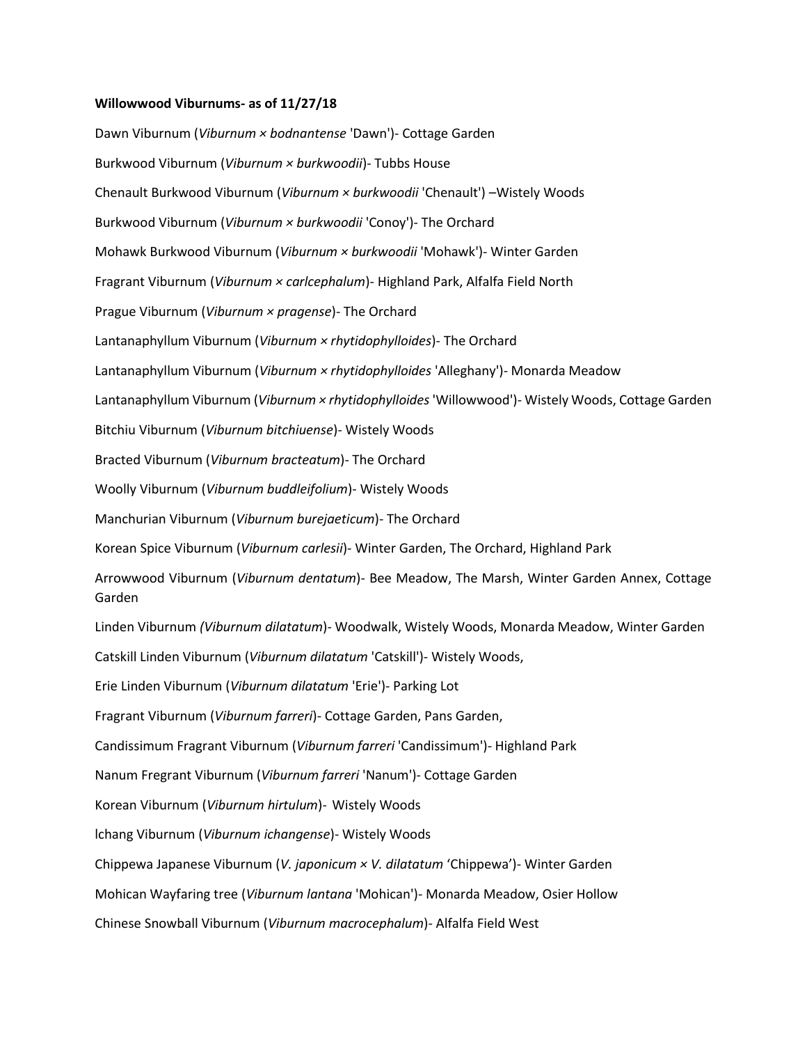**Willowwood Viburnums- as of 11/27/18**

Dawn Viburnum (*Viburnum × bodnantense* 'Dawn')- Cottage Garden

Burkwood Viburnum (*Viburnum × burkwoodii*)- Tubbs House

Chenault Burkwood Viburnum (*Viburnum × burkwoodii* 'Chenault') –Wistely Woods

Burkwood Viburnum (*Viburnum × burkwoodii* 'Conoy')- The Orchard

Mohawk Burkwood Viburnum (*Viburnum × burkwoodii* 'Mohawk')- Winter Garden

Fragrant Viburnum (*Viburnum × carlcephalum*)- Highland Park, Alfalfa Field North

Prague Viburnum (*Viburnum × pragense*)- The Orchard

Lantanaphyllum Viburnum (*Viburnum × rhytidophylloides*)- The Orchard

Lantanaphyllum Viburnum (*Viburnum × rhytidophylloides* 'Alleghany')- Monarda Meadow

Lantanaphyllum Viburnum (*Viburnum × rhytidophylloides* 'Willowwood')- Wistely Woods, Cottage Garden

Bitchiu Viburnum (*Viburnum bitchiuense*)- Wistely Woods

Bracted Viburnum (*Viburnum bracteatum*)- The Orchard

Woolly Viburnum (*Viburnum buddleifolium*)- Wistely Woods

Manchurian Viburnum (*Viburnum burejaeticum*)- The Orchard

Korean Spice Viburnum (*Viburnum carlesii*)- Winter Garden, The Orchard, Highland Park

Arrowwood Viburnum (*Viburnum dentatum*)- Bee Meadow, The Marsh, Winter Garden Annex, Cottage Garden

Linden Viburnum *(Viburnum dilatatum*)- Woodwalk, Wistely Woods, Monarda Meadow, Winter Garden

Catskill Linden Viburnum (*Viburnum dilatatum* 'Catskill')- Wistely Woods,

Erie Linden Viburnum (*Viburnum dilatatum* 'Erie')- Parking Lot

Fragrant Viburnum (*Viburnum farreri*)- Cottage Garden, Pans Garden,

Candissimum Fragrant Viburnum (*Viburnum farreri* 'Candissimum')- Highland Park

Nanum Fregrant Viburnum (*Viburnum farreri* 'Nanum')- Cottage Garden

Korean Viburnum (*Viburnum hirtulum*)- Wistely Woods

lchang Viburnum (*Viburnum ichangense*)- Wistely Woods

Chippewa Japanese Viburnum (*V. japonicum × V. dilatatum* 'Chippewa')- Winter Garden

Mohican Wayfaring tree (*Viburnum lantana* 'Mohican')- Monarda Meadow, Osier Hollow

Chinese Snowball Viburnum (*Viburnum macrocephalum*)- Alfalfa Field West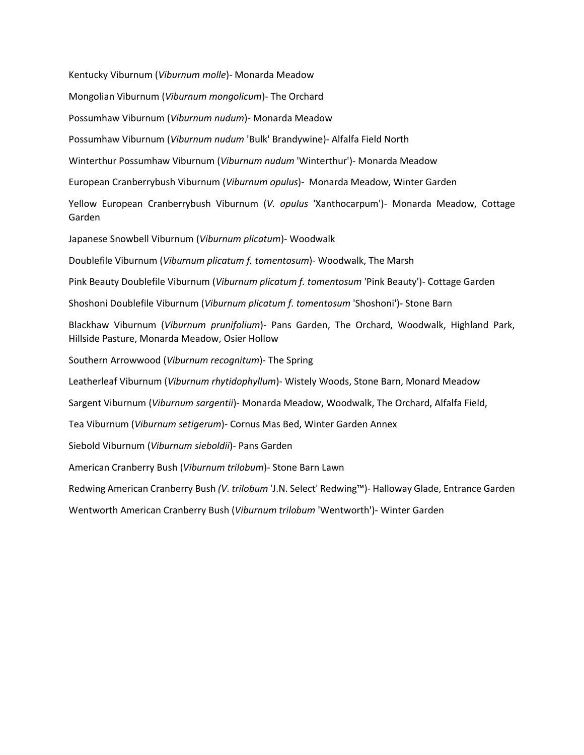Kentucky Viburnum (*Viburnum molle*)- Monarda Meadow

Mongolian Viburnum (*Viburnum mongolicum*)- The Orchard

Possumhaw Viburnum (*Viburnum nudum*)- Monarda Meadow

Possumhaw Viburnum (*Viburnum nudum* 'Bulk' Brandywine)- Alfalfa Field North

Winterthur Possumhaw Viburnum (*Viburnum nudum* 'Winterthur')- Monarda Meadow

European Cranberrybush Viburnum (*Viburnum opulus*)- Monarda Meadow, Winter Garden

Yellow European Cranberrybush Viburnum (*V. opulus* 'Xanthocarpum')- Monarda Meadow, Cottage Garden

Japanese Snowbell Viburnum (*Viburnum plicatum*)- Woodwalk

Doublefile Viburnum (*Viburnum plicatum f. tomentosum*)- Woodwalk, The Marsh

Pink Beauty Doublefile Viburnum (*Viburnum plicatum f. tomentosum* 'Pink Beauty')- Cottage Garden

Shoshoni Doublefile Viburnum (*Viburnum plicatum f. tomentosum* 'Shoshoni')- Stone Barn

Blackhaw Viburnum (*Viburnum prunifolium*)- Pans Garden, The Orchard, Woodwalk, Highland Park, Hillside Pasture, Monarda Meadow, Osier Hollow

Southern Arrowwood (*Viburnum recognitum*)- The Spring

Leatherleaf Viburnum (*Viburnum rhytidophyllum*)- Wistely Woods, Stone Barn, Monard Meadow

Sargent Viburnum (*Viburnum sargentii*)- Monarda Meadow, Woodwalk, The Orchard, Alfalfa Field,

Tea Viburnum (*Viburnum setigerum*)- Cornus Mas Bed, Winter Garden Annex

Siebold Viburnum (*Viburnum sieboldii*)- Pans Garden

American Cranberry Bush (*Viburnum trilobum*)- Stone Barn Lawn

Redwing American Cranberry Bush *(V. trilobum* 'J.N. Select' Redwing™)- Halloway Glade, Entrance Garden

Wentworth American Cranberry Bush (*Viburnum trilobum* 'Wentworth')- Winter Garden